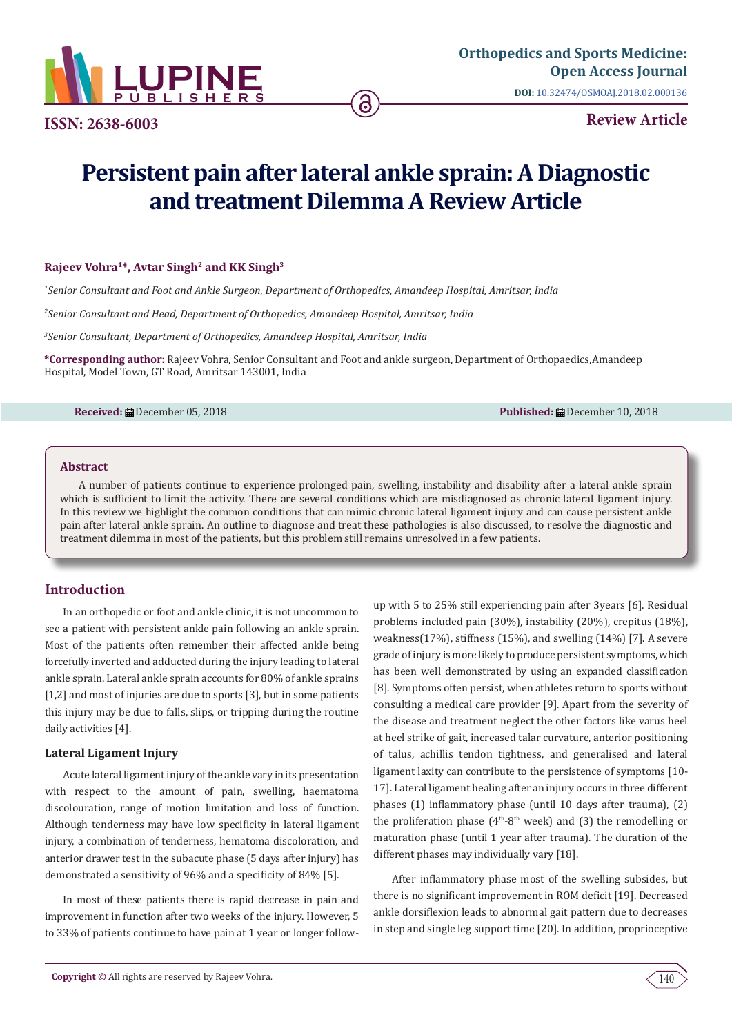Orthopedics and Sports Medicine: Open Access Journal

DOI: 10.32474/OSMOAJ.2018.02.000136

ISSN: 2638-6003

Review Article

# Persistent pain after lateral ankle sprain: A Diagnostic and treatment Dilemma A Review Article

**Rajeev Vohra[1]*, Avtar Singh[2] and KK Singh[3]**

[1] *Senior Consultant and Foot and Ankle Surgeon, Department of Orthopedics, Amandeep Hospital, Amritsar, India*

[2] *Senior Consultant and Head, Department of Orthopedics, Amandeep Hospital, Amritsar, India*

[3] *Senior Consultant, Department of Orthopedics, Amandeep Hospital, Amritsar, India*

**\*Corresponding author:** Rajeev Vohra, Senior Consultant and Foot and ankle surgeon, Department of Orthopaedics,Amandeep Hospital, Model Town, GT Road, Amritsar 143001, India

**Received:** December 05, 2018 **Published:** December 10, 2018

## Abstract

A number of patients continue to experience prolonged pain, swelling, instability and disability after a lateral ankle sprain which is sufficient to limit the activity. There are several conditions which are misdiagnosed as chronic lateral ligament injury. In this review we highlight the common conditions that can mimic chronic lateral ligament injury and can cause persistent ankle pain after lateral ankle sprain. An outline to diagnose and treat these pathologies is also discussed, to resolve the diagnostic and treatment dilemma in most of the patients, but this problem still remains unresolved in a few patients.

## Introduction

In an orthopedic or foot and ankle clinic, it is not uncommon to see a patient with persistent ankle pain following an ankle sprain. Most of the patients often remember their affected ankle being forcefully inverted and adducted during the injury leading to lateral ankle sprain. Lateral ankle sprain accounts for 80% of ankle sprains [1,2] and most of injuries are due to sports [3], but in some patients this injury may be due to falls, slips, or tripping during the routine daily activities [4].

### Lateral Ligament Injury

Acute lateral ligament injury of the ankle vary in its presentation with respect to the amount of pain, swelling, haematoma discolouration, range of motion limitation and loss of function. Although tenderness may have low specificity in lateral ligament injury, a combination of tenderness, hematoma discoloration, and anterior drawer test in the subacute phase (5 days after injury) has demonstrated a sensitivity of 96% and a specificity of 84% [5].

In most of these patients there is rapid decrease in pain and improvement in function after two weeks of the injury. However, 5 to 33% of patients continue to have pain at 1 year or longer follow-up with 5 to 25% still experiencing pain after 3years [6]. Residual problems included pain (30%), instability (20%), crepitus (18%), weakness(17%), stiffness (15%), and swelling (14%) [7]. A severe grade of injury is more likely to produce persistent symptoms, which has been well demonstrated by using an expanded classification [8]. Symptoms often persist, when athletes return to sports without consulting a medical care provider [9]. Apart from the severity of the disease and treatment neglect the other factors like varus heel at heel strike of gait, increased talar curvature, anterior positioning of talus, achillis tendon tightness, and generalised and lateral ligament laxity can contribute to the persistence of symptoms [10-17]. Lateral ligament healing after an injury occurs in three different phases (1) inflammatory phase (until 10 days after trauma), (2) the proliferation phase ($4^{th}$-$8^{th}$ week) and (3) the remodelling or maturation phase (until 1 year after trauma). The duration of the different phases may individually vary [18].

After inflammatory phase most of the swelling subsides, but there is no significant improvement in ROM deficit [19]. Decreased ankle dorsiflexion leads to abnormal gait pattern due to decreases in step and single leg support time [20]. In addition, proprioceptive

**Copyright ©** All rights are reserved by Rajeev Vohra.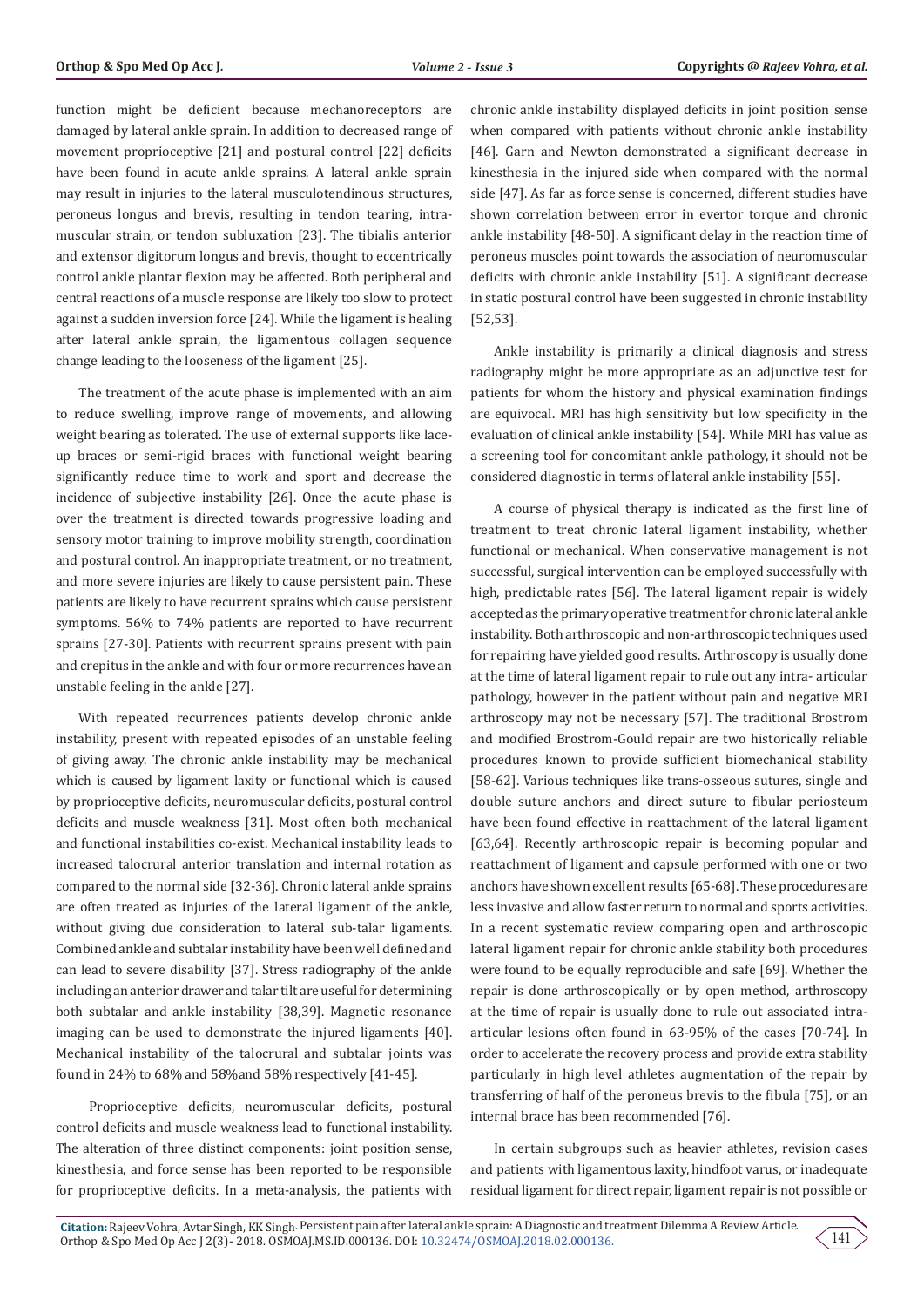function might be deficient because mechanoreceptors are damaged by lateral ankle sprain. In addition to decreased range of movement proprioceptive [21] and postural control [22] deficits have been found in acute ankle sprains. A lateral ankle sprain may result in injuries to the lateral musculotendinous structures, peroneus longus and brevis, resulting in tendon tearing, intra-muscular strain, or tendon subluxation [23]. The tibialis anterior and extensor digitorum longus and brevis, thought to eccentrically control ankle plantar flexion may be affected. Both peripheral and central reactions of a muscle response are likely too slow to protect against a sudden inversion force [24]. While the ligament is healing after lateral ankle sprain, the ligamentous collagen sequence change leading to the looseness of the ligament [25].

The treatment of the acute phase is implemented with an aim to reduce swelling, improve range of movements, and allowing weight bearing as tolerated. The use of external supports like lace-up braces or semi-rigid braces with functional weight bearing significantly reduce time to work and sport and decrease the incidence of subjective instability [26]. Once the acute phase is over the treatment is directed towards progressive loading and sensory motor training to improve mobility strength, coordination and postural control. An inappropriate treatment, or no treatment, and more severe injuries are likely to cause persistent pain. These patients are likely to have recurrent sprains which cause persistent symptoms. 56% to 74% patients are reported to have recurrent sprains [27-30]. Patients with recurrent sprains present with pain and crepitus in the ankle and with four or more recurrences have an unstable feeling in the ankle [27].

With repeated recurrences patients develop chronic ankle instability, present with repeated episodes of an unstable feeling of giving away. The chronic ankle instability may be mechanical which is caused by ligament laxity or functional which is caused by proprioceptive deficits, neuromuscular deficits, postural control deficits and muscle weakness [31]. Most often both mechanical and functional instabilities co-exist. Mechanical instability leads to increased talocrural anterior translation and internal rotation as compared to the normal side [32-36]. Chronic lateral ankle sprains are often treated as injuries of the lateral ligament of the ankle, without giving due consideration to lateral sub-talar ligaments. Combined ankle and subtalar instability have been well defined and can lead to severe disability [37]. Stress radiography of the ankle including an anterior drawer and talar tilt are useful for determining both subtalar and ankle instability [38,39]. Magnetic resonance imaging can be used to demonstrate the injured ligaments [40]. Mechanical instability of the talocrural and subtalar joints was found in 24% to 68% and 58%and 58% respectively [41-45].

Proprioceptive deficits, neuromuscular deficits, postural control deficits and muscle weakness lead to functional instability. The alteration of three distinct components: joint position sense, kinesthesia, and force sense has been reported to be responsible for proprioceptive deficits. In a meta-analysis, the patients with chronic ankle instability displayed deficits in joint position sense when compared with patients without chronic ankle instability [46]. Garn and Newton demonstrated a significant decrease in kinesthesia in the injured side when compared with the normal side [47]. As far as force sense is concerned, different studies have shown correlation between error in evertor torque and chronic ankle instability [48-50]. A significant delay in the reaction time of peroneus muscles point towards the association of neuromuscular deficits with chronic ankle instability [51]. A significant decrease in static postural control have been suggested in chronic instability [52,53].

Ankle instability is primarily a clinical diagnosis and stress radiography might be more appropriate as an adjunctive test for patients for whom the history and physical examination findings are equivocal. MRI has high sensitivity but low specificity in the evaluation of clinical ankle instability [54]. While MRI has value as a screening tool for concomitant ankle pathology, it should not be considered diagnostic in terms of lateral ankle instability [55].

A course of physical therapy is indicated as the first line of treatment to treat chronic lateral ligament instability, whether functional or mechanical. When conservative management is not successful, surgical intervention can be employed successfully with high, predictable rates [56]. The lateral ligament repair is widely accepted as the primary operative treatment for chronic lateral ankle instability. Both arthroscopic and non-arthroscopic techniques used for repairing have yielded good results. Arthroscopy is usually done at the time of lateral ligament repair to rule out any intra- articular pathology, however in the patient without pain and negative MRI arthroscopy may not be necessary [57]. The traditional Brostrom and modified Brostrom-Gould repair are two historically reliable procedures known to provide sufficient biomechanical stability [58-62]. Various techniques like trans-osseous sutures, single and double suture anchors and direct suture to fibular periosteum have been found effective in reattachment of the lateral ligament [63,64]. Recently arthroscopic repair is becoming popular and reattachment of ligament and capsule performed with one or two anchors have shown excellent results [65-68]. These procedures are less invasive and allow faster return to normal and sports activities. In a recent systematic review comparing open and arthroscopic lateral ligament repair for chronic ankle stability both procedures were found to be equally reproducible and safe [69]. Whether the repair is done arthroscopically or by open method, arthroscopy at the time of repair is usually done to rule out associated intra-articular lesions often found in 63-95% of the cases [70-74]. In order to accelerate the recovery process and provide extra stability particularly in high level athletes augmentation of the repair by transferring of half of the peroneus brevis to the fibula [75], or an internal brace has been recommended [76].

In certain subgroups such as heavier athletes, revision cases and patients with ligamentous laxity, hindfoot varus, or inadequate residual ligament for direct repair, ligament repair is not possible or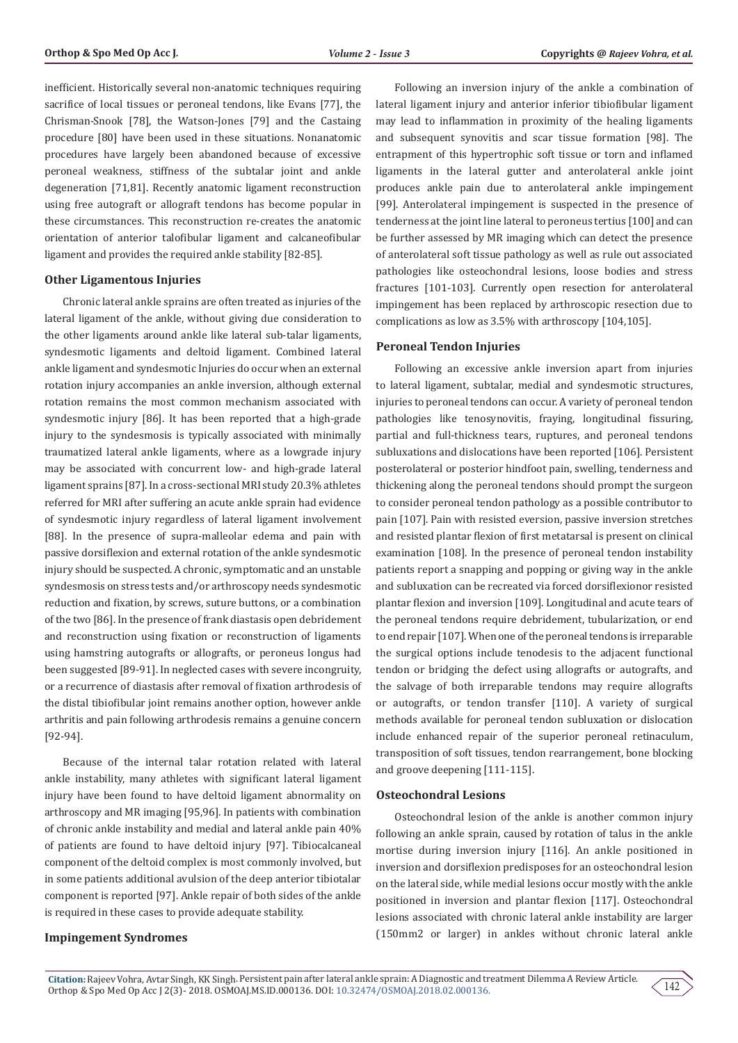inefficient. Historically several non-anatomic techniques requiring sacrifice of local tissues or peroneal tendons, like Evans [77], the Chrisman-Snook [78], the Watson-Jones [79] and the Castaing procedure [80] have been used in these situations. Nonanatomic procedures have largely been abandoned because of excessive peroneal weakness, stiffness of the subtalar joint and ankle degeneration [71,81]. Recently anatomic ligament reconstruction using free autograft or allograft tendons has become popular in these circumstances. This reconstruction re-creates the anatomic orientation of anterior talofibular ligament and calcaneofibular ligament and provides the required ankle stability [82-85].

## Other Ligamentous Injuries

Chronic lateral ankle sprains are often treated as injuries of the lateral ligament of the ankle, without giving due consideration to the other ligaments around ankle like lateral sub-talar ligaments, syndesmotic ligaments and deltoid ligament. Combined lateral ankle ligament and syndesmotic Injuries do occur when an external rotation injury accompanies an ankle inversion, although external rotation remains the most common mechanism associated with syndesmotic injury [86]. It has been reported that a high-grade injury to the syndesmosis is typically associated with minimally traumatized lateral ankle ligaments, where as a lowgrade injury may be associated with concurrent low- and high-grade lateral ligament sprains [87]. In a cross-sectional MRI study 20.3% athletes referred for MRI after suffering an acute ankle sprain had evidence of syndesmotic injury regardless of lateral ligament involvement [88]. In the presence of supra-malleolar edema and pain with passive dorsiflexion and external rotation of the ankle syndesmotic injury should be suspected. A chronic, symptomatic and an unstable syndesmosis on stress tests and/or arthroscopy needs syndesmotic reduction and fixation, by screws, suture buttons, or a combination of the two [86]. In the presence of frank diastasis open debridement and reconstruction using fixation or reconstruction of ligaments using hamstring autografts or allografts, or peroneus longus had been suggested [89-91]. In neglected cases with severe incongruity, or a recurrence of diastasis after removal of fixation arthrodesis of the distal tibiofibular joint remains another option, however ankle arthritis and pain following arthrodesis remains a genuine concern [92-94].

Because of the internal talar rotation related with lateral ankle instability, many athletes with significant lateral ligament injury have been found to have deltoid ligament abnormality on arthroscopy and MR imaging [95,96]. In patients with combination of chronic ankle instability and medial and lateral ankle pain 40% of patients are found to have deltoid injury [97]. Tibiocalcaneal component of the deltoid complex is most commonly involved, but in some patients additional avulsion of the deep anterior tibiotalar component is reported [97]. Ankle repair of both sides of the ankle is required in these cases to provide adequate stability.

## Impingement Syndromes

Following an inversion injury of the ankle a combination of lateral ligament injury and anterior inferior tibiofibular ligament may lead to inflammation in proximity of the healing ligaments and subsequent synovitis and scar tissue formation [98]. The entrapment of this hypertrophic soft tissue or torn and inflamed ligaments in the lateral gutter and anterolateral ankle joint produces ankle pain due to anterolateral ankle impingement [99]. Anterolateral impingement is suspected in the presence of tenderness at the joint line lateral to peroneus tertius [100] and can be further assessed by MR imaging which can detect the presence of anterolateral soft tissue pathology as well as rule out associated pathologies like osteochondral lesions, loose bodies and stress fractures [101-103]. Currently open resection for anterolateral impingement has been replaced by arthroscopic resection due to complications as low as 3.5% with arthroscopy [104,105].

## Peroneal Tendon Injuries

Following an excessive ankle inversion apart from injuries to lateral ligament, subtalar, medial and syndesmotic structures, injuries to peroneal tendons can occur. A variety of peroneal tendon pathologies like tenosynovitis, fraying, longitudinal fissuring, partial and full-thickness tears, ruptures, and peroneal tendons subluxations and dislocations have been reported [106]. Persistent posterolateral or posterior hindfoot pain, swelling, tenderness and thickening along the peroneal tendons should prompt the surgeon to consider peroneal tendon pathology as a possible contributor to pain [107]. Pain with resisted eversion, passive inversion stretches and resisted plantar flexion of first metatarsal is present on clinical examination [108]. In the presence of peroneal tendon instability patients report a snapping and popping or giving way in the ankle and subluxation can be recreated via forced dorsiflexionor resisted plantar flexion and inversion [109]. Longitudinal and acute tears of the peroneal tendons require debridement, tubularization, or end to end repair [107]. When one of the peroneal tendons is irreparable the surgical options include tenodesis to the adjacent functional tendon or bridging the defect using allografts or autografts, and the salvage of both irreparable tendons may require allografts or autografts, or tendon transfer [110]. A variety of surgical methods available for peroneal tendon subluxation or dislocation include enhanced repair of the superior peroneal retinaculum, transposition of soft tissues, tendon rearrangement, bone blocking and groove deepening [111-115].

## Osteochondral Lesions

Osteochondral lesion of the ankle is another common injury following an ankle sprain, caused by rotation of talus in the ankle mortise during inversion injury [116]. An ankle positioned in inversion and dorsiflexion predisposes for an osteochondral lesion on the lateral side, while medial lesions occur mostly with the ankle positioned in inversion and plantar flexion [117]. Osteochondral lesions associated with chronic lateral ankle instability are larger (150mm2 or larger) in ankles without chronic lateral ankle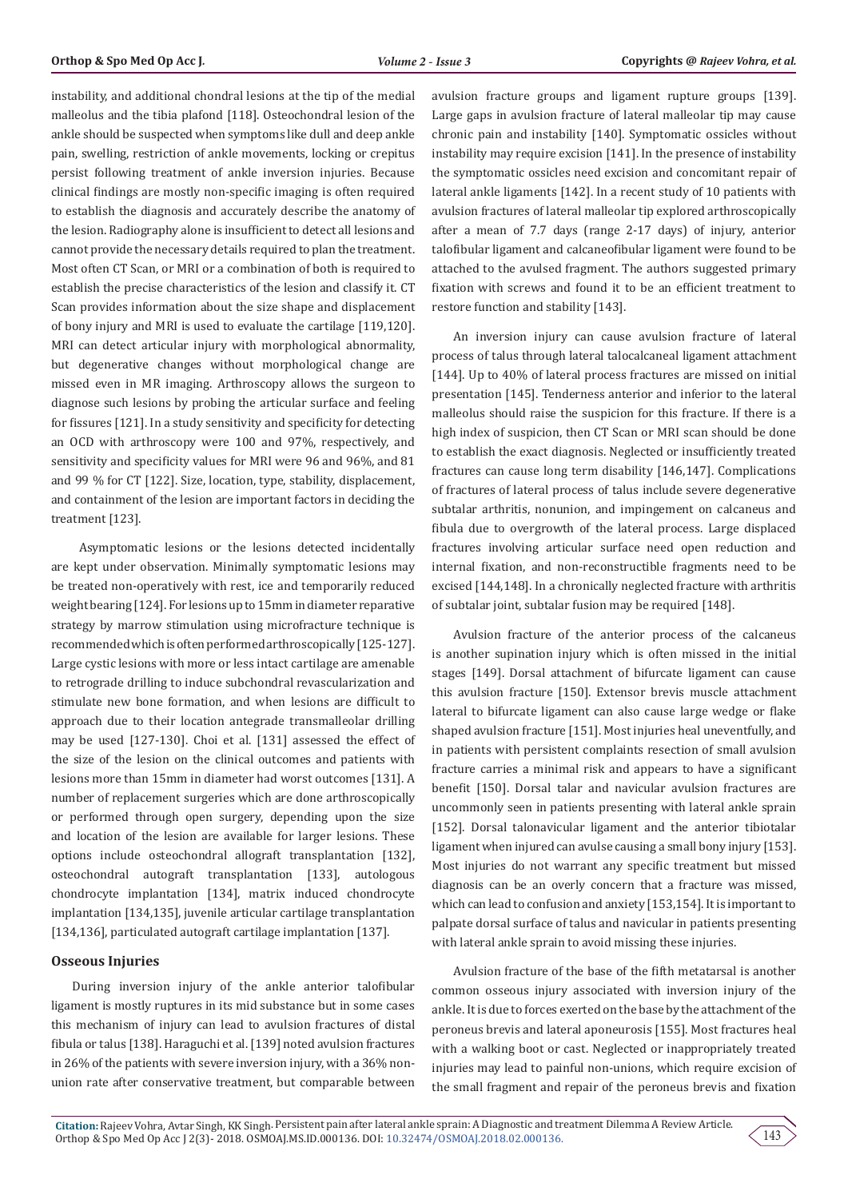instability, and additional chondral lesions at the tip of the medial malleolus and the tibia plafond [118]. Osteochondral lesion of the ankle should be suspected when symptoms like dull and deep ankle pain, swelling, restriction of ankle movements, locking or crepitus persist following treatment of ankle inversion injuries. Because clinical findings are mostly non-specific imaging is often required to establish the diagnosis and accurately describe the anatomy of the lesion. Radiography alone is insufficient to detect all lesions and cannot provide the necessary details required to plan the treatment. Most often CT Scan, or MRI or a combination of both is required to establish the precise characteristics of the lesion and classify it. CT Scan provides information about the size shape and displacement of bony injury and MRI is used to evaluate the cartilage [119,120]. MRI can detect articular injury with morphological abnormality, but degenerative changes without morphological change are missed even in MR imaging. Arthroscopy allows the surgeon to diagnose such lesions by probing the articular surface and feeling for fissures [121]. In a study sensitivity and specificity for detecting an OCD with arthroscopy were 100 and 97%, respectively, and sensitivity and specificity values for MRI were 96 and 96%, and 81 and 99 % for CT [122]. Size, location, type, stability, displacement, and containment of the lesion are important factors in deciding the treatment [123].

Asymptomatic lesions or the lesions detected incidentally are kept under observation. Minimally symptomatic lesions may be treated non-operatively with rest, ice and temporarily reduced weight bearing [124]. For lesions up to 15mm in diameter reparative strategy by marrow stimulation using microfracture technique is recommended which is often performed arthroscopically [125-127]. Large cystic lesions with more or less intact cartilage are amenable to retrograde drilling to induce subchondral revascularization and stimulate new bone formation, and when lesions are difficult to approach due to their location antegrade transmalleolar drilling may be used [127-130]. Choi et al. [131] assessed the effect of the size of the lesion on the clinical outcomes and patients with lesions more than 15mm in diameter had worst outcomes [131]. A number of replacement surgeries which are done arthroscopically or performed through open surgery, depending upon the size and location of the lesion are available for larger lesions. These options include osteochondral allograft transplantation [132], osteochondral autograft transplantation [133], autologous chondrocyte implantation [134], matrix induced chondrocyte implantation [134,135], juvenile articular cartilage transplantation [134,136], particulated autograft cartilage implantation [137].

## Osseous Injuries

During inversion injury of the ankle anterior talofibular ligament is mostly ruptures in its mid substance but in some cases this mechanism of injury can lead to avulsion fractures of distal fibula or talus [138]. Haraguchi et al. [139] noted avulsion fractures in 26% of the patients with severe inversion injury, with a 36% non-union rate after conservative treatment, but comparable between avulsion fracture groups and ligament rupture groups [139]. Large gaps in avulsion fracture of lateral malleolar tip may cause chronic pain and instability [140]. Symptomatic ossicles without instability may require excision [141]. In the presence of instability the symptomatic ossicles need excision and concomitant repair of lateral ankle ligaments [142]. In a recent study of 10 patients with avulsion fractures of lateral malleolar tip explored arthroscopically after a mean of 7.7 days (range 2-17 days) of injury, anterior talofibular ligament and calcaneofibular ligament were found to be attached to the avulsed fragment. The authors suggested primary fixation with screws and found it to be an efficient treatment to restore function and stability [143].

An inversion injury can cause avulsion fracture of lateral process of talus through lateral talocalcaneal ligament attachment [144]. Up to 40% of lateral process fractures are missed on initial presentation [145]. Tenderness anterior and inferior to the lateral malleolus should raise the suspicion for this fracture. If there is a high index of suspicion, then CT Scan or MRI scan should be done to establish the exact diagnosis. Neglected or insufficiently treated fractures can cause long term disability [146,147]. Complications of fractures of lateral process of talus include severe degenerative subtalar arthritis, nonunion, and impingement on calcaneus and fibula due to overgrowth of the lateral process. Large displaced fractures involving articular surface need open reduction and internal fixation, and non-reconstructible fragments need to be excised [144,148]. In a chronically neglected fracture with arthritis of subtalar joint, subtalar fusion may be required [148].

Avulsion fracture of the anterior process of the calcaneus is another supination injury which is often missed in the initial stages [149]. Dorsal attachment of bifurcate ligament can cause this avulsion fracture [150]. Extensor brevis muscle attachment lateral to bifurcate ligament can also cause large wedge or flake shaped avulsion fracture [151]. Most injuries heal uneventfully, and in patients with persistent complaints resection of small avulsion fracture carries a minimal risk and appears to have a significant benefit [150]. Dorsal talar and navicular avulsion fractures are uncommonly seen in patients presenting with lateral ankle sprain [152]. Dorsal talonavicular ligament and the anterior tibiotalar ligament when injured can avulse causing a small bony injury [153]. Most injuries do not warrant any specific treatment but missed diagnosis can be an overly concern that a fracture was missed, which can lead to confusion and anxiety [153,154]. It is important to palpate dorsal surface of talus and navicular in patients presenting with lateral ankle sprain to avoid missing these injuries.

Avulsion fracture of the base of the fifth metatarsal is another common osseous injury associated with inversion injury of the ankle. It is due to forces exerted on the base by the attachment of the peroneus brevis and lateral aponeurosis [155]. Most fractures heal with a walking boot or cast. Neglected or inappropriately treated injuries may lead to painful non-unions, which require excision of the small fragment and repair of the peroneus brevis and fixation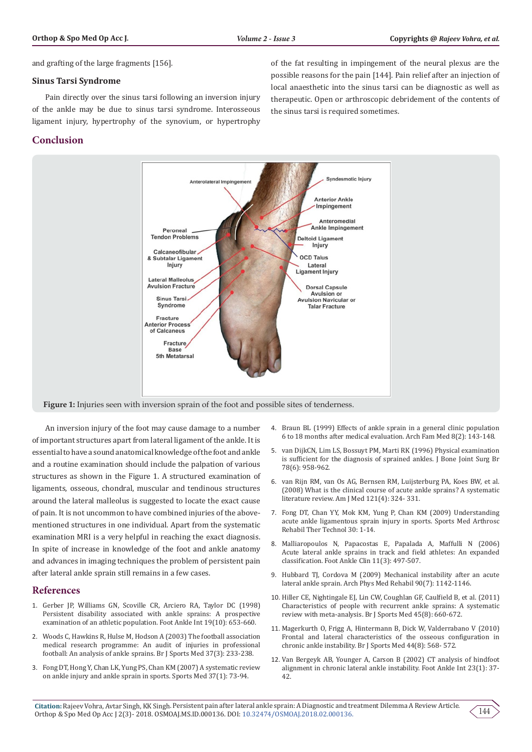and grafting of the large fragments [156].

### Sinus Tarsi Syndrome

Pain directly over the sinus tarsi following an inversion injury of the ankle may be due to sinus tarsi syndrome. Interosseous ligament injury, hypertrophy of the synovium, or hypertrophy of the fat resulting in impingement of the neural plexus are the possible reasons for the pain [144]. Pain relief after an injection of local anaesthetic into the sinus tarsi can be diagnostic as well as therapeutic. Open or arthroscopic debridement of the contents of the sinus tarsi is required sometimes.

## Conclusion

**Figure 1:** Injuries seen with inversion sprain of the foot and possible sites of tenderness.

An inversion injury of the foot may cause damage to a number of important structures apart from lateral ligament of the ankle. It is essential to have a sound anatomical knowledge of the foot and ankle and a routine examination should include the palpation of various structures as shown in the Figure 1. A structured examination of ligaments, osseous, chondral, muscular and tendinous structures around the lateral malleolus is suggested to locate the exact cause of pain. It is not uncommon to have combined injuries of the above-mentioned structures in one individual. Apart from the systematic examination MRI is a very helpful in reaching the exact diagnosis. In spite of increase in knowledge of the foot and ankle anatomy and advances in imaging techniques the problem of persistent pain after lateral ankle sprain still remains in a few cases.

## References

1. Gerber JP, Williams GN, Scoville CR, Arciero RA, Taylor DC (1998) Persistent disability associated with ankle sprains: A prospective examination of an athletic population. Foot Ankle Int 19(10): 653-660.
2. Woods C, Hawkins R, Hulse M, Hodson A (2003) The football association medical research programme: An audit of injuries in professional football: An analysis of ankle sprains. Br J Sports Med 37(3): 233-238.
3. Fong DT, Hong Y, Chan LK, Yung PS, Chan KM (2007) A systematic review on ankle injury and ankle sprain in sports. Sports Med 37(1): 73-94.
4. Braun BL (1999) Effects of ankle sprain in a general clinic population 6 to 18 months after medical evaluation. Arch Fam Med 8(2): 143-148.
5. van DijkCN, Lim LS, Bossuyt PM, Marti RK (1996) Physical examination is sufficient for the diagnosis of sprained ankles. J Bone Joint Surg Br 78(6): 958-962.
6. van Rijn RM, van Os AG, Bernsen RM, Luijsterburg PA, Koes BW, et al. (2008) What is the clinical course of acute ankle sprains? A systematic literature review. Am J Med 121(4): 324- 331.
7. Fong DT, Chan YY, Mok KM, Yung P, Chan KM (2009) Understanding acute ankle ligamentous sprain injury in sports. Sports Med Arthrosc Rehabil Ther Technol 30: 1-14.
8. Malliaropoulos N, Papacostas E, Papalada A, Maffulli N (2006) Acute lateral ankle sprains in track and field athletes: An expanded classification. Foot Ankle Clin 11(3): 497-507.
9. Hubbard TJ, Cordova M (2009) Mechanical instability after an acute lateral ankle sprain. Arch Phys Med Rehabil 90(7): 1142-1146.
10. Hiller CE, Nightingale EJ, Lin CW, Coughlan GF, Caulfield B, et al. (2011) Characteristics of people with recurrent ankle sprains: A systematic review with meta-analysis. Br J Sports Med 45(8): 660-672.
11. Magerkurth O, Frigg A, Hintermann B, Dick W, Valderrabano V (2010) Frontal and lateral characteristics of the osseous configuration in chronic ankle instability. Br J Sports Med 44(8): 568- 572.
12. Van Bergeyk AB, Younger A, Carson B (2002) CT analysis of hindfoot alignment in chronic lateral ankle instability. Foot Ankle Int 23(1): 37-42.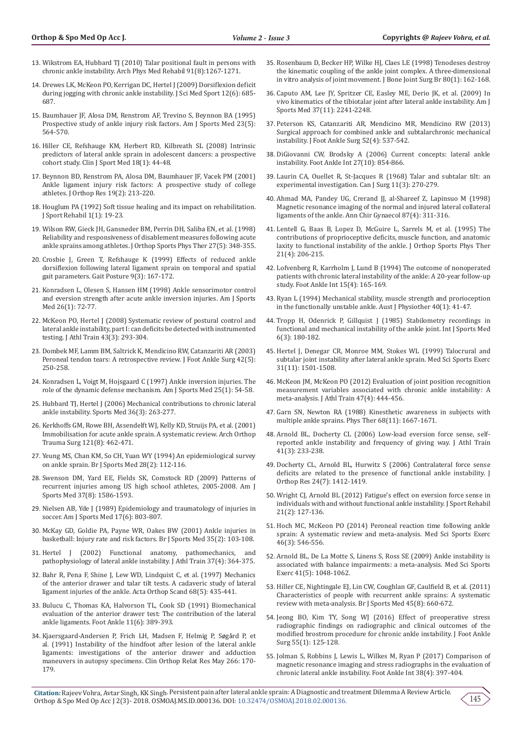13. Wikstrom EA, Hubbard TJ (2010) Talar positional fault in persons with chronic ankle instability. Arch Phys Med Rehabil 91(8):1267-1271.
14. Drewes LK, McKeon PO, Kerrigan DC, Hertel J (2009) Dorsiflexion deficit during jogging with chronic ankle instability. J Sci Med Sport 12(6): 685-687.
15. Baumhauer JF, Alosa DM, Renstrom AF, Trevino S, Beynnon BA (1995) Prospective study of ankle injury risk factors. Am J Sports Med 23(5): 564-570.
16. Hiller CE, Refshauge KM, Herbert RD, Kilbreath SL (2008) Intrinsic predictors of lateral ankle sprain in adolescent dancers: a prospective cohort study. Clin J Sport Med 18(1): 44-48.
17. Beynnon BD, Renstrom PA, Alosa DM, Baumhauer JF, Vacek PM (2001) Ankle ligament injury risk factors: A prospective study of college athletes. J Orthop Res 19(2): 213-220.
18. Houglum PA (1992) Soft tissue healing and its impact on rehabilitation. J Sport Rehabil 1(1): 19-23.
19. Wilson RW, Gieck JH, Gansneder BM, Perrin DH, Saliba EN, et al. (1998) Reliability and responsiveness of disablement measures following acute ankle sprains among athletes. J Orthop Sports Phys Ther 27(5): 348-355.
20. Crosbie J, Green T, Refshauge K (1999) Effects of reduced ankle dorsiflexion following lateral ligament sprain on temporal and spatial gait parameters. Gait Posture 9(3): 167-172.
21. Konradsen L, Olesen S, Hansen HM (1998) Ankle sensorimotor control and eversion strength after acute ankle inversion injuries. Am J Sports Med 26(1): 72-77.
22. McKeon PO, Hertel J (2008) Systematic review of postural control and lateral ankle instability, part I: can deficits be detected with instrumented testing. J Athl Train 43(3): 293-304.
23. Dombek MF, Lamm BM, Saltrick K, Mendicino RW, Catanzariti AR (2003) Peroneal tendon tears: A retrospective review. J Foot Ankle Surg 42(5): 250-258.
24. Konradsen L, Voigt M, Hojsgaard C (1997) Ankle inversion injuries. The role of the dynamic defense mechanism. Am J Sports Med 25(1): 54-58.
25. Hubbard TJ, Hertel J (2006) Mechanical contributions to chronic lateral ankle instability. Sports Med 36(3): 263-277.
26. Kerkhoffs GM, Rowe BH, Assendelft WJ, Kelly KD, Struijs PA, et al. (2001) Immobilisation for acute ankle sprain. A systematic review. Arch Orthop Trauma Surg 121(8): 462-471.
27. Yeung MS, Chan KM, So CH, Yuan WY (1994) An epidemiological survey on ankle sprain. Br J Sports Med 28(2): 112-116.
28. Swenson DM, Yard EE, Fields SK, Comstock RD (2009) Patterns of recurrent injuries among US high school athletes, 2005-2008. Am J Sports Med 37(8): 1586-1593.
29. Nielsen AB, Yde J (1989) Epidemiology and traumatology of injuries in soccer. Am J Sports Med 17(6): 803-807.
30. McKay GD, Goldie PA, Payne WR, Oakes BW (2001) Ankle injuries in basketball: Injury rate and risk factors. Br J Sports Med 35(2): 103-108.
31. Hertel J (2002) Functional anatomy, pathomechanics, and pathophysiology of lateral ankle instability. J Athl Train 37(4): 364-375.
32. Bahr R, Pena F, Shine J, Lew WD, Lindquist C, et al. (1997) Mechanics of the anterior drawer and talar tilt tests. A cadaveric study of lateral ligament injuries of the ankle. Acta Orthop Scand 68(5): 435-441.
33. Bulucu C, Thomas KA, Halvorson TL, Cook SD (1991) Biomechanical evaluation of the anterior drawer test: The contribution of the lateral ankle ligaments. Foot Ankle 11(6): 389-393.
34. Kjaersgaard-Andersen P, Frich LH, Madsen F, Helmig P, Søgård P, et al. (1991) Instability of the hindfoot after lesion of the lateral ankle ligaments: investigations of the anterior drawer and adduction maneuvers in autopsy specimens. Clin Orthop Relat Res May 266: 170-179.
35. Rosenbaum D, Becker HP, Wilke HJ, Claes LE (1998) Tenodeses destroy the kinematic coupling of the ankle joint complex. A three-dimensional in vitro analysis of joint movement. J Bone Joint Surg Br 80(1): 162-168.
36. Caputo AM, Lee JY, Spritzer CE, Easley ME, Derio JK, et al. (2009) In vivo kinematics of the tibiotalar joint after lateral ankle instability. Am J Sports Med 37(11): 2241-2248.
37. Peterson KS, Catanzariti AR, Mendicino MR, Mendicino RW (2013) Surgical approach for combined ankle and subtalarchronic mechanical instability. J Foot Ankle Surg 52(4): 537-542.
38. DiGiovanni CW, Brodsky A (2006) Current concepts: lateral ankle instability. Foot Ankle Int 27(10): 854-866.
39. Laurin CA, Ouellet R, St-Jacques R (1968) Talar and subtalar tilt: an experimental investigation. Can J Surg 11(3): 270-279.
40. Ahmad MA, Pandey UG, Crerand JJ, al-Shareef JZ, Lapinsuo M (1998) Magnetic resonance imaging of the normal and injured lateral collateral ligaments of the ankle. Ann Chir Gynaecol 87(4): 311-316.
41. Lentell G, Baas B, Lopez D, McGuire L, Sarrels M, et al. (1995) The contributions of proprioceptive deficits, muscle function, and anatomic laxity to functional instability of the ankle. J Orthop Sports Phys Ther 21(4): 206-215.
42. Lofvenberg R, Karrholm J, Lund B (1994) The outcome of nonoperated patients with chronic lateral instability of the ankle: A 20-year follow-up study. Foot Ankle Int 15(4): 165-169.
43. Ryan L (1994) Mechanical stability, muscle strength and prorioception in the functionally unstable ankle. Aust J Physiother 40(1): 41-47.
44. Tropp H, Odenrick P, Gillquist J (1985) Stabilometry recordings in functional and mechanical instability of the ankle joint. Int J Sports Med 6(3): 180-182.
45. Hertel J, Denegar CR, Monroe MM, Stokes WL (1999) Talocrural and subtalar joint instability after lateral ankle sprain. Med Sci Sports Exerc 31(11): 1501-1508.
46. McKeon JM, McKeon PO (2012) Evaluation of joint position recognition measurement variables associated with chronic ankle instability: A meta-analysis. J Athl Train 47(4): 444-456.
47. Garn SN, Newton RA (1988) Kinesthetic awareness in subjects with multiple ankle sprains. Phys Ther 68(11): 1667-1671.
48. Arnold BL, Docherty CL (2006) Low-load eversion force sense, self-reported ankle instability and frequency of giving way. J Athl Train 41(3): 233-238.
49. Docherty CL, Arnold BL, Hurwitz S (2006) Contralateral force sense deficits are related to the presence of functional ankle instability. J Orthop Res 24(7): 1412-1419.
50. Wright CJ, Arnold BL (2012) Fatigue's effect on eversion force sense in individuals with and without functional ankle instability. J Sport Rehabil 21(2): 127-136.
51. Hoch MC, McKeon PO (2014) Peroneal reaction time following ankle sprain: A systematic review and meta-analysis. Med Sci Sports Exerc 46(3): 546-556.
52. Arnold BL, De La Motte S, Linens S, Ross SE (2009) Ankle instability is associated with balance impairments: a meta-analysis. Med Sci Sports Exerc 41(5): 1048-1062.
53. Hiller CE, Nightingale EJ, Lin CW, Coughlan GF, Caulfield B, et al. (2011) Characteristics of people with recurrent ankle sprains: A systematic review with meta-analysis. Br J Sports Med 45(8): 660-672.
54. Jeong BO, Kim TY, Song WJ (2016) Effect of preoperative stress radiographic findings on radiographic and clinical outcomes of the modified brostrom procedure for chronic ankle instability. J Foot Ankle Surg 55(1): 125-128.
55. Jolman S, Robbins J, Lewis L, Wilkes M, Ryan P (2017) Comparison of magnetic resonance imaging and stress radiographs in the evaluation of chronic lateral ankle instability. Foot Ankle Int 38(4): 397-404.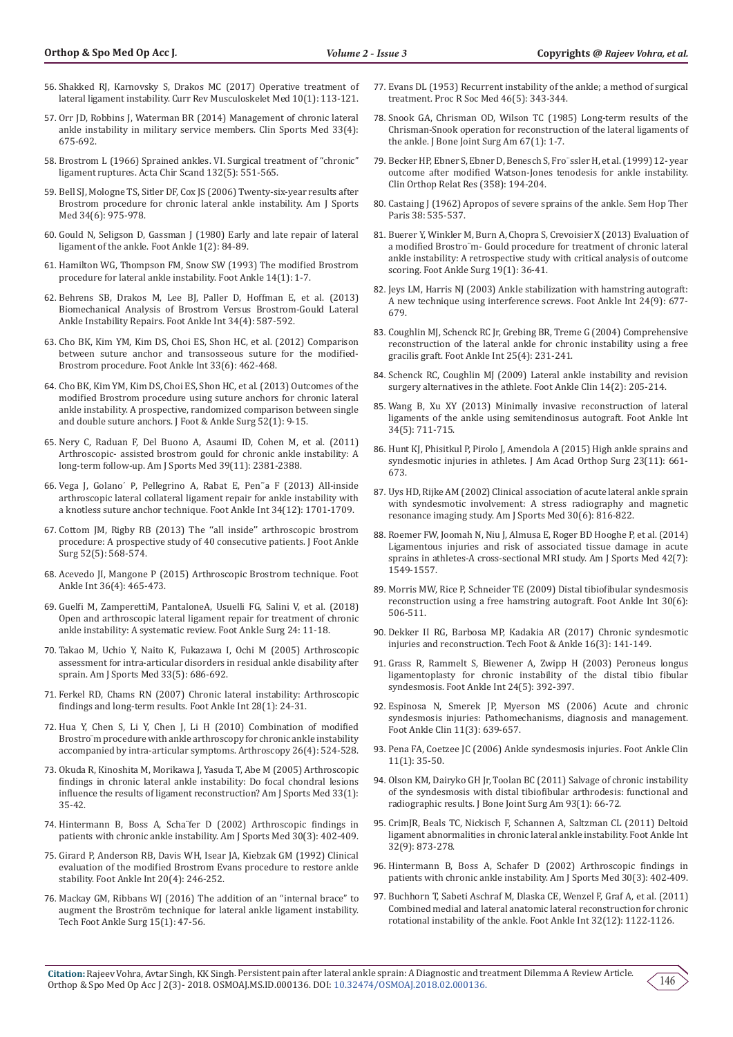56. Shakked RJ, Karnovsky S, Drakos MC (2017) Operative treatment of lateral ligament instability. Curr Rev Musculoskelet Med 10(1): 113-121.
57. Orr JD, Robbins J, Waterman BR (2014) Management of chronic lateral ankle instability in military service members. Clin Sports Med 33(4): 675-692.
58. Brostrom L (1966) Sprained ankles. VI. Surgical treatment of "chronic" ligament ruptures. Acta Chir Scand 132(5): 551-565.
59. Bell SJ, Mologne TS, Sitler DF, Cox JS (2006) Twenty-six-year results after Brostrom procedure for chronic lateral ankle instability. Am J Sports Med 34(6): 975-978.
60. Gould N, Seligson D, Gassman J (1980) Early and late repair of lateral ligament of the ankle. Foot Ankle 1(2): 84-89.
61. Hamilton WG, Thompson FM, Snow SW (1993) The modified Brostrom procedure for lateral ankle instability. Foot Ankle 14(1): 1-7.
62. Behrens SB, Drakos M, Lee BJ, Paller D, Hoffman E, et al. (2013) Biomechanical Analysis of Brostrom Versus Brostrom-Gould Lateral Ankle Instability Repairs. Foot Ankle Int 34(4): 587-592.
63. Cho BK, Kim YM, Kim DS, Choi ES, Shon HC, et al. (2012) Comparison between suture anchor and transosseous suture for the modified-Brostrom procedure. Foot Ankle Int 33(6): 462-468.
64. Cho BK, Kim YM, Kim DS, Choi ES, Shon HC, et al. (2013) Outcomes of the modified Brostrom procedure using suture anchors for chronic lateral ankle instability. A prospective, randomized comparison between single and double suture anchors. J Foot & Ankle Surg 52(1): 9-15.
65. Nery C, Raduan F, Del Buono A, Asaumi ID, Cohen M, et al. (2011) Arthroscopic- assisted brostrom gould for chronic ankle instability: A long-term follow-up. Am J Sports Med 39(11): 2381-2388.
66. Vega J, Golano´ P, Pellegrino A, Rabat E, Pen˜a F (2013) All-inside arthroscopic lateral collateral ligament repair for ankle instability with a knotless suture anchor technique. Foot Ankle Int 34(12): 1701-1709.
67. Cottom JM, Rigby RB (2013) The "all inside" arthroscopic brostrom procedure: A prospective study of 40 consecutive patients. J Foot Ankle Surg 52(5): 568-574.
68. Acevedo JI, Mangone P (2015) Arthroscopic Brostrom technique. Foot Ankle Int 36(4): 465-473.
69. Guelfi M, ZamperettiM, PantaloneA, Usuelli FG, Salini V, et al. (2018) Open and arthroscopic lateral ligament repair for treatment of chronic ankle instability: A systematic review. Foot Ankle Surg 24: 11-18.
70. Takao M, Uchio Y, Naito K, Fukazawa I, Ochi M (2005) Arthroscopic assessment for intra-articular disorders in residual ankle disability after sprain. Am J Sports Med 33(5): 686-692.
71. Ferkel RD, Chams RN (2007) Chronic lateral instability: Arthroscopic findings and long-term results. Foot Ankle Int 28(1): 24-31.
72. Hua Y, Chen S, Li Y, Chen J, Li H (2010) Combination of modified Brostro¨m procedure with ankle arthroscopy for chronic ankle instability accompanied by intra-articular symptoms. Arthroscopy 26(4): 524-528.
73. Okuda R, Kinoshita M, Morikawa J, Yasuda T, Abe M (2005) Arthroscopic findings in chronic lateral ankle instability: Do focal chondral lesions influence the results of ligament reconstruction? Am J Sports Med 33(1): 35-42.
74. Hintermann B, Boss A, Scha¨fer D (2002) Arthroscopic findings in patients with chronic ankle instability. Am J Sports Med 30(3): 402-409.
75. Girard P, Anderson RB, Davis WH, Isear JA, Kiebzak GM (1992) Clinical evaluation of the modified Brostrom Evans procedure to restore ankle stability. Foot Ankle Int 20(4): 246-252.
76. Mackay GM, Ribbans WJ (2016) The addition of an "internal brace" to augment the Broström technique for lateral ankle ligament instability. Tech Foot Ankle Surg 15(1): 47-56.
77. Evans DL (1953) Recurrent instability of the ankle; a method of surgical treatment. Proc R Soc Med 46(5): 343-344.
78. Snook GA, Chrisman OD, Wilson TC (1985) Long-term results of the Chrisman-Snook operation for reconstruction of the lateral ligaments of the ankle. J Bone Joint Surg Am 67(1): 1-7.
79. Becker HP, Ebner S, Ebner D, Benesch S, Fro¨ssler H, et al. (1999) 12- year outcome after modified Watson-Jones tenodesis for ankle instability. Clin Orthop Relat Res (358): 194-204.
80. Castaing J (1962) Apropos of severe sprains of the ankle. Sem Hop Ther Paris 38: 535-537.
81. Buerer Y, Winkler M, Burn A, Chopra S, Crevoisier X (2013) Evaluation of a modified Brostro¨m- Gould procedure for treatment of chronic lateral ankle instability: A retrospective study with critical analysis of outcome scoring. Foot Ankle Surg 19(1): 36-41.
82. Jeys LM, Harris NJ (2003) Ankle stabilization with hamstring autograft: A new technique using interference screws. Foot Ankle Int 24(9): 677-679.
83. Coughlin MJ, Schenck RC Jr, Grebing BR, Treme G (2004) Comprehensive reconstruction of the lateral ankle for chronic instability using a free gracilis graft. Foot Ankle Int 25(4): 231-241.
84. Schenck RC, Coughlin MJ (2009) Lateral ankle instability and revision surgery alternatives in the athlete. Foot Ankle Clin 14(2): 205-214.
85. Wang B, Xu XY (2013) Minimally invasive reconstruction of lateral ligaments of the ankle using semitendinosus autograft. Foot Ankle Int 34(5): 711-715.
86. Hunt KJ, Phisitkul P, Pirolo J, Amendola A (2015) High ankle sprains and syndesmotic injuries in athletes. J Am Acad Orthop Surg 23(11): 661-673.
87. Uys HD, Rijke AM (2002) Clinical association of acute lateral ankle sprain with syndesmotic involvement: A stress radiography and magnetic resonance imaging study. Am J Sports Med 30(6): 816-822.
88. Roemer FW, Joomah N, Niu J, Almusa E, Roger BD Hooghe P, et al. (2014) Ligamentous injuries and risk of associated tissue damage in acute sprains in athletes-A cross-sectional MRI study. Am J Sports Med 42(7): 1549-1557.
89. Morris MW, Rice P, Schneider TE (2009) Distal tibiofibular syndesmosis reconstruction using a free hamstring autograft. Foot Ankle Int 30(6): 506-511.
90. Dekker II RG, Barbosa MP, Kadakia AR (2017) Chronic syndesmotic injuries and reconstruction. Tech Foot & Ankle 16(3): 141-149.
91. Grass R, Rammelt S, Biewener A, Zwipp H (2003) Peroneus longus ligamentoplasty for chronic instability of the distal tibio fibular syndesmosis. Foot Ankle Int 24(5): 392-397.
92. Espinosa N, Smerek JP, Myerson MS (2006) Acute and chronic syndesmosis injuries: Pathomechanisms, diagnosis and management. Foot Ankle Clin 11(3): 639-657.
93. Pena FA, Coetzee JC (2006) Ankle syndesmosis injuries. Foot Ankle Clin 11(1): 35-50.
94. Olson KM, Dairyko GH Jr, Toolan BC (2011) Salvage of chronic instability of the syndesmosis with distal tibiofibular arthrodesis: functional and radiographic results. J Bone Joint Surg Am 93(1): 66-72.
95. CrimJR, Beals TC, Nickisch F, Schannen A, Saltzman CL (2011) Deltoid ligament abnormalities in chronic lateral ankle instability. Foot Ankle Int 32(9): 873-278.
96. Hintermann B, Boss A, Schafer D (2002) Arthroscopic findings in patients with chronic ankle instability. Am J Sports Med 30(3): 402-409.
97. Buchhorn T, Sabeti Aschraf M, Dlaska CE, Wenzel F, Graf A, et al. (2011) Combined medial and lateral anatomic lateral reconstruction for chronic rotational instability of the ankle. Foot Ankle Int 32(12): 1122-1126.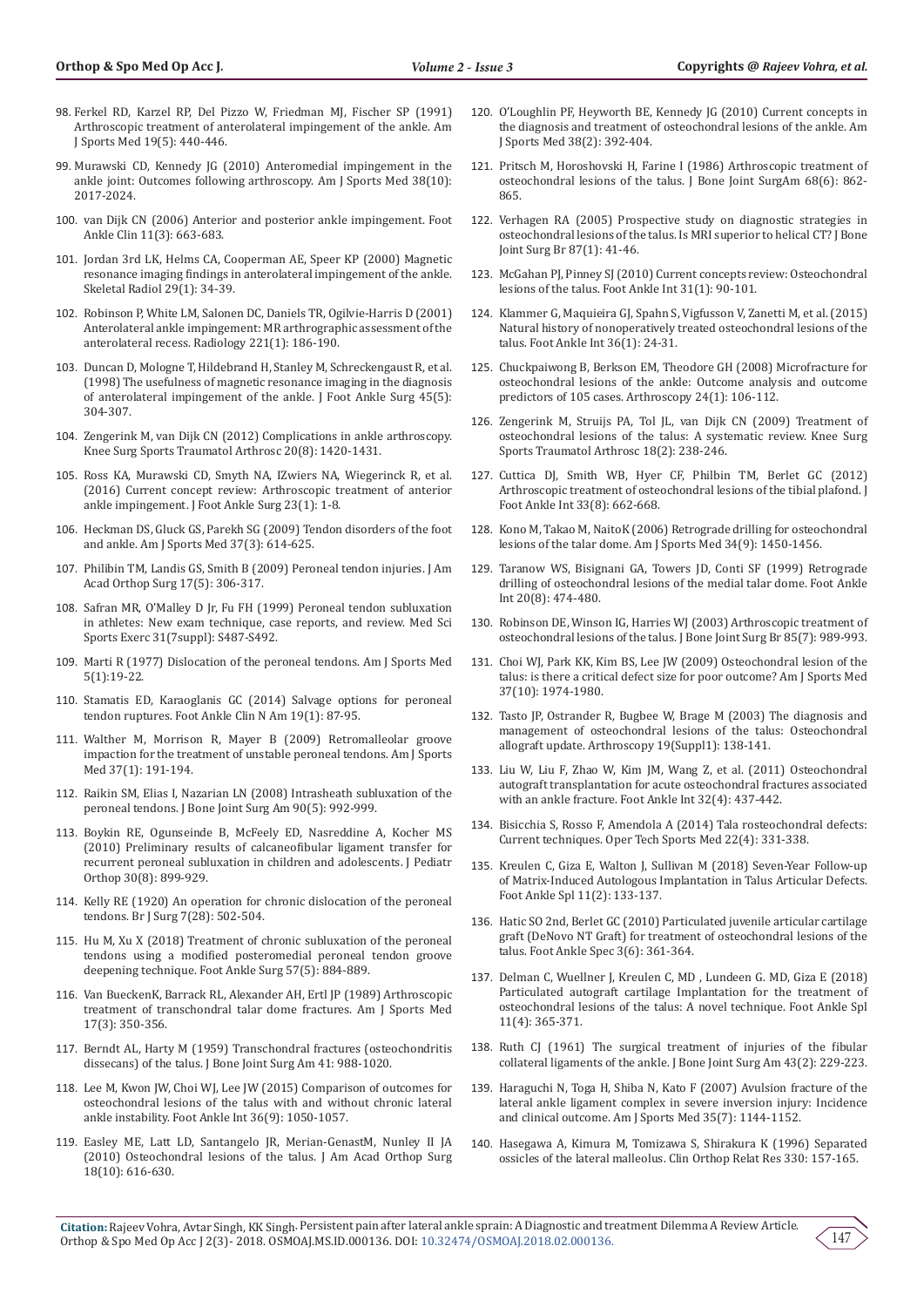98. Ferkel RD, Karzel RP, Del Pizzo W, Friedman MJ, Fischer SP (1991) Arthroscopic treatment of anterolateral impingement of the ankle. Am J Sports Med 19(5): 440-446.

99. Murawski CD, Kennedy JG (2010) Anteromedial impingement in the ankle joint: Outcomes following arthroscopy. Am J Sports Med 38(10): 2017-2024.

100. van Dijk CN (2006) Anterior and posterior ankle impingement. Foot Ankle Clin 11(3): 663-683.

101. Jordan 3rd LK, Helms CA, Cooperman AE, Speer KP (2000) Magnetic resonance imaging findings in anterolateral impingement of the ankle. Skeletal Radiol 29(1): 34-39.

102. Robinson P, White LM, Salonen DC, Daniels TR, Ogilvie-Harris D (2001) Anterolateral ankle impingement: MR arthrographic assessment of the anterolateral recess. Radiology 221(1): 186-190.

103. Duncan D, Mologne T, Hildebrand H, Stanley M, Schreckengaust R, et al. (1998) The usefulness of magnetic resonance imaging in the diagnosis of anterolateral impingement of the ankle. J Foot Ankle Surg 45(5): 304-307.

104. Zengerink M, van Dijk CN (2012) Complications in ankle arthroscopy. Knee Surg Sports Traumatol Arthrosc 20(8): 1420-1431.

105. Ross KA, Murawski CD, Smyth NA, IZwiers NA, Wiegerinck R, et al. (2016) Current concept review: Arthroscopic treatment of anterior ankle impingement. J Foot Ankle Surg 23(1): 1-8.

106. Heckman DS, Gluck GS, Parekh SG (2009) Tendon disorders of the foot and ankle. Am J Sports Med 37(3): 614-625.

107. Philibin TM, Landis GS, Smith B (2009) Peroneal tendon injuries. J Am Acad Orthop Surg 17(5): 306-317.

108. Safran MR, O'Malley D Jr, Fu FH (1999) Peroneal tendon subluxation in athletes: New exam technique, case reports, and review. Med Sci Sports Exerc 31(7suppl): S487-S492.

109. Marti R (1977) Dislocation of the peroneal tendons. Am J Sports Med 5(1):19-22.

110. Stamatis ED, Karaoglanis GC (2014) Salvage options for peroneal tendon ruptures. Foot Ankle Clin N Am 19(1): 87-95.

111. Walther M, Morrison R, Mayer B (2009) Retromalleolar groove impaction for the treatment of unstable peroneal tendons. Am J Sports Med 37(1): 191-194.

112. Raikin SM, Elias I, Nazarian LN (2008) Intrasheath subluxation of the peroneal tendons. J Bone Joint Surg Am 90(5): 992-999.

113. Boykin RE, Ogunseinde B, McFeely ED, Nasreddine A, Kocher MS (2010) Preliminary results of calcaneofibular ligament transfer for recurrent peroneal subluxation in children and adolescents. J Pediatr Orthop 30(8): 899-929.

114. Kelly RE (1920) An operation for chronic dislocation of the peroneal tendons. Br J Surg 7(28): 502-504.

115. Hu M, Xu X (2018) Treatment of chronic subluxation of the peroneal tendons using a modified posteromedial peroneal tendon groove deepening technique. Foot Ankle Surg 57(5): 884-889.

116. Van BueckenK, Barrack RL, Alexander AH, Ertl JP (1989) Arthroscopic treatment of transchondral talar dome fractures. Am J Sports Med 17(3): 350-356.

117. Berndt AL, Harty M (1959) Transchondral fractures (osteochondritis dissecans) of the talus. J Bone Joint Surg Am 41: 988-1020.

118. Lee M, Kwon JW, Choi WJ, Lee JW (2015) Comparison of outcomes for osteochondral lesions of the talus with and without chronic lateral ankle instability. Foot Ankle Int 36(9): 1050-1057.

119. Easley ME, Latt LD, Santangelo JR, Merian-GenastM, Nunley II JA (2010) Osteochondral lesions of the talus. J Am Acad Orthop Surg 18(10): 616-630.

120. O'Loughlin PF, Heyworth BE, Kennedy JG (2010) Current concepts in the diagnosis and treatment of osteochondral lesions of the ankle. Am J Sports Med 38(2): 392-404.

121. Pritsch M, Horoshovski H, Farine I (1986) Arthroscopic treatment of osteochondral lesions of the talus. J Bone Joint SurgAm 68(6): 862-865.

122. Verhagen RA (2005) Prospective study on diagnostic strategies in osteochondral lesions of the talus. Is MRI superior to helical CT? J Bone Joint Surg Br 87(1): 41-46.

123. McGahan PJ, Pinney SJ (2010) Current concepts review: Osteochondral lesions of the talus. Foot Ankle Int 31(1): 90-101.

124. Klammer G, Maquieira GJ, Spahn S, Vigfusson V, Zanetti M, et al. (2015) Natural history of nonoperatively treated osteochondral lesions of the talus. Foot Ankle Int 36(1): 24-31.

125. Chuckpaiwong B, Berkson EM, Theodore GH (2008) Microfracture for osteochondral lesions of the ankle: Outcome analysis and outcome predictors of 105 cases. Arthroscopy 24(1): 106-112.

126. Zengerink M, Struijs PA, Tol JL, van Dijk CN (2009) Treatment of osteochondral lesions of the talus: A systematic review. Knee Surg Sports Traumatol Arthrosc 18(2): 238-246.

127. Cuttica DJ, Smith WB, Hyer CF, Philbin TM, Berlet GC (2012) Arthroscopic treatment of osteochondral lesions of the tibial plafond. J Foot Ankle Int 33(8): 662-668.

128. Kono M, Takao M, NaitoK (2006) Retrograde drilling for osteochondral lesions of the talar dome. Am J Sports Med 34(9): 1450-1456.

129. Taranow WS, Bisignani GA, Towers JD, Conti SF (1999) Retrograde drilling of osteochondral lesions of the medial talar dome. Foot Ankle Int 20(8): 474-480.

130. Robinson DE, Winson IG, Harries WJ (2003) Arthroscopic treatment of osteochondral lesions of the talus. J Bone Joint Surg Br 85(7): 989-993.

131. Choi WJ, Park KK, Kim BS, Lee JW (2009) Osteochondral lesion of the talus: is there a critical defect size for poor outcome? Am J Sports Med 37(10): 1974-1980.

132. Tasto JP, Ostrander R, Bugbee W, Brage M (2003) The diagnosis and management of osteochondral lesions of the talus: Osteochondral allograft update. Arthroscopy 19(Suppl1): 138-141.

133. Liu W, Liu F, Zhao W, Kim JM, Wang Z, et al. (2011) Osteochondral autograft transplantation for acute osteochondral fractures associated with an ankle fracture. Foot Ankle Int 32(4): 437-442.

134. Bisicchia S, Rosso F, Amendola A (2014) Tala rosteochondral defects: Current techniques. Oper Tech Sports Med 22(4): 331-338.

135. Kreulen C, Giza E, Walton J, Sullivan M (2018) Seven-Year Follow-up of Matrix-Induced Autologous Implantation in Talus Articular Defects. Foot Ankle Spl 11(2): 133-137.

136. Hatic SO 2nd, Berlet GC (2010) Particulated juvenile articular cartilage graft (DeNovo NT Graft) for treatment of osteochondral lesions of the talus. Foot Ankle Spec 3(6): 361-364.

137. Delman C, Wuellner J, Kreulen C, MD , Lundeen G. MD, Giza E (2018) Particulated autograft cartilage Implantation for the treatment of osteochondral lesions of the talus: A novel technique. Foot Ankle Spl 11(4): 365-371.

138. Ruth CJ (1961) The surgical treatment of injuries of the fibular collateral ligaments of the ankle. J Bone Joint Surg Am 43(2): 229-223.

139. Haraguchi N, Toga H, Shiba N, Kato F (2007) Avulsion fracture of the lateral ankle ligament complex in severe inversion injury: Incidence and clinical outcome. Am J Sports Med 35(7): 1144-1152.

140. Hasegawa A, Kimura M, Tomizawa S, Shirakura K (1996) Separated ossicles of the lateral malleolus. Clin Orthop Relat Res 330: 157-165.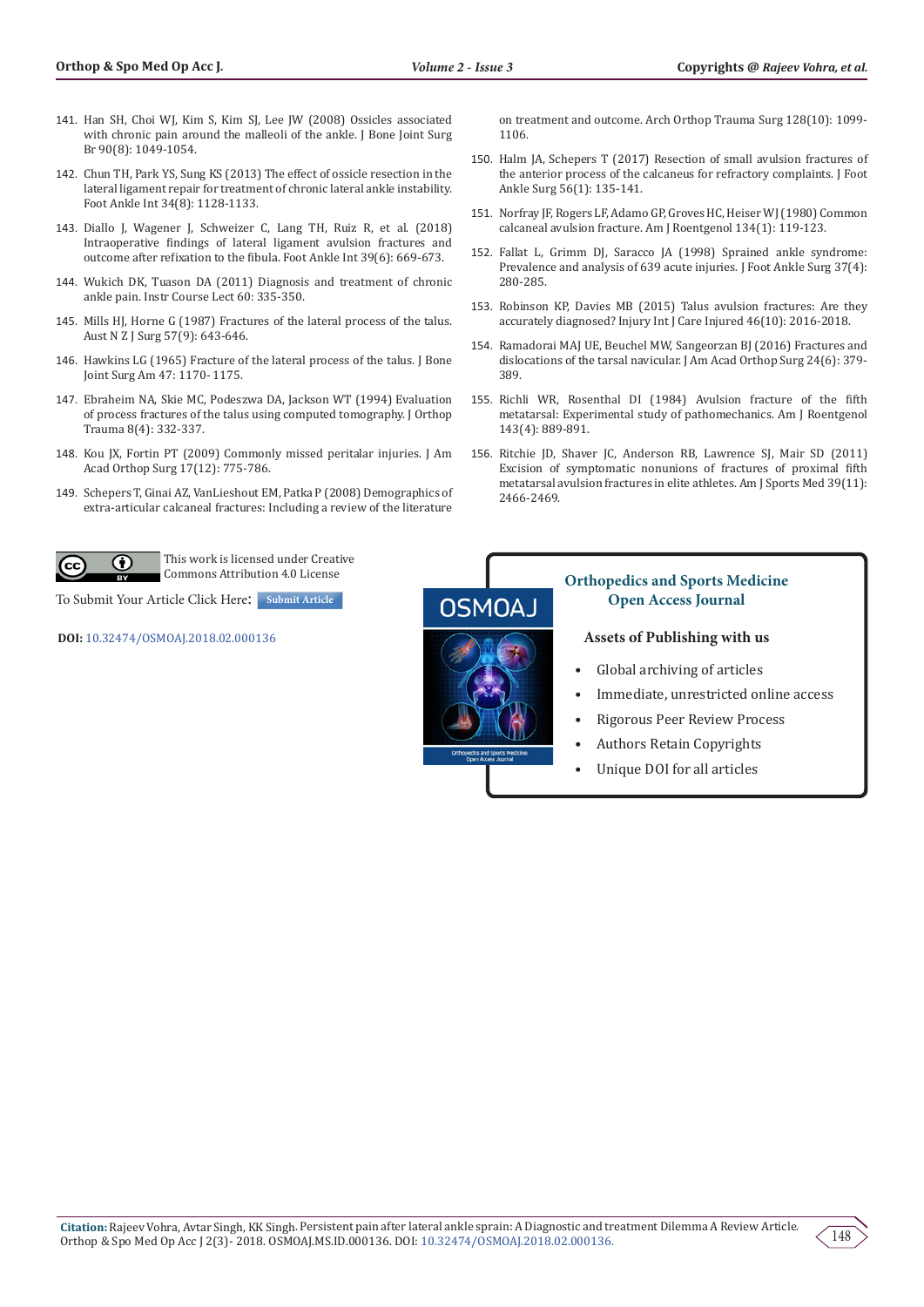141. Han SH, Choi WJ, Kim S, Kim SJ, Lee JW (2008) Ossicles associated with chronic pain around the malleoli of the ankle. J Bone Joint Surg Br 90(8): 1049-1054.

142. Chun TH, Park YS, Sung KS (2013) The effect of ossicle resection in the lateral ligament repair for treatment of chronic lateral ankle instability. Foot Ankle Int 34(8): 1128-1133.

143. Diallo J, Wagener J, Schweizer C, Lang TH, Ruiz R, et al. (2018) Intraoperative findings of lateral ligament avulsion fractures and outcome after refixation to the fibula. Foot Ankle Int 39(6): 669-673.

144. Wukich DK, Tuason DA (2011) Diagnosis and treatment of chronic ankle pain. Instr Course Lect 60: 335-350.

145. Mills HJ, Horne G (1987) Fractures of the lateral process of the talus. Aust N Z J Surg 57(9): 643-646.

146. Hawkins LG (1965) Fracture of the lateral process of the talus. J Bone Joint Surg Am 47: 1170- 1175.

147. Ebraheim NA, Skie MC, Podeszwa DA, Jackson WT (1994) Evaluation of process fractures of the talus using computed tomography. J Orthop Trauma 8(4): 332-337.

148. Kou JX, Fortin PT (2009) Commonly missed peritalar injuries. J Am Acad Orthop Surg 17(12): 775-786.

149. Schepers T, Ginai AZ, VanLieshout EM, Patka P (2008) Demographics of extra-articular calcaneal fractures: Including a review of the literature on treatment and outcome. Arch Orthop Trauma Surg 128(10): 1099-1106.

150. Halm JA, Schepers T (2017) Resection of small avulsion fractures of the anterior process of the calcaneus for refractory complaints. J Foot Ankle Surg 56(1): 135-141.

151. Norfray JF, Rogers LF, Adamo GP, Groves HC, Heiser WJ (1980) Common calcaneal avulsion fracture. Am J Roentgenol 134(1): 119-123.

152. Fallat L, Grimm DJ, Saracco JA (1998) Sprained ankle syndrome: Prevalence and analysis of 639 acute injuries. J Foot Ankle Surg 37(4): 280-285.

153. Robinson KP, Davies MB (2015) Talus avulsion fractures: Are they accurately diagnosed? Injury Int J Care Injured 46(10): 2016-2018.

154. Ramadorai MAJ UE, Beuchel MW, Sangeorzan BJ (2016) Fractures and dislocations of the tarsal navicular. J Am Acad Orthop Surg 24(6): 379-389.

155. Richli WR, Rosenthal DI (1984) Avulsion fracture of the fifth metatarsal: Experimental study of pathomechanics. Am J Roentgenol 143(4): 889-891.

156. Ritchie JD, Shaver JC, Anderson RB, Lawrence SJ, Mair SD (2011) Excision of symptomatic nonunions of fractures of proximal fifth metatarsal avulsion fractures in elite athletes. Am J Sports Med 39(11): 2466-2469.

This work is licensed under Creative Commons Attribution 4.0 License

To Submit Your Article Click Here: Submit Article

**DOI:** 10.32474/OSMOAJ.2018.02.000136

**Orthopedics and Sports Medicine Open Access Journal**

**Assets of Publishing with us**

- Global archiving of articles
- Immediate, unrestricted online access
- Rigorous Peer Review Process
- Authors Retain Copyrights
- Unique DOI for all articles

**Citation:** Rajeev Vohra, Avtar Singh, KK Singh. Persistent pain after lateral ankle sprain: A Diagnostic and treatment Dilemma A Review Article. Orthop & Spo Med Op Acc J 2(3)- 2018. OSMOAJ.MS.ID.000136. DOI: 10.32474/OSMOAJ.2018.02.000136.